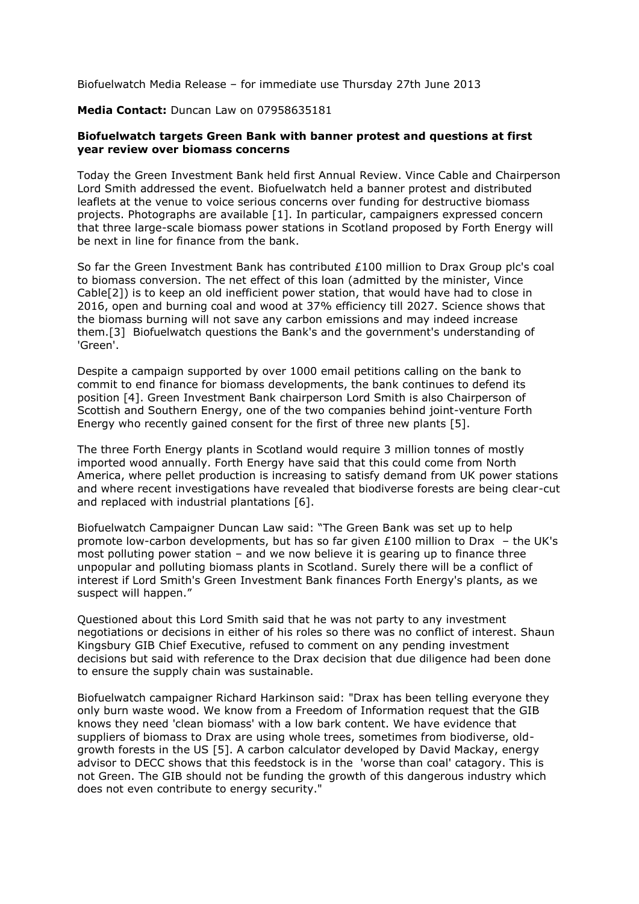Biofuelwatch Media Release – for immediate use Thursday 27th June 2013

**Media Contact:** Duncan Law on 07958635181

**Biofuelwatch targets Green Bank with banner protest and questions at first year review over biomass concerns**

Today the Green Investment Bank held first Annual Review. Vince Cable and Chairperson Lord Smith addressed the event. Biofuelwatch held a banner protest and distributed leaflets at the venue to voice serious concerns over funding for destructive biomass projects. Photographs are available [1]. In particular, campaigners expressed concern that three large-scale biomass power stations in Scotland proposed by Forth Energy will be next in line for finance from the bank.

So far the Green Investment Bank has contributed £100 million to Drax Group plc's coal to biomass conversion. The net effect of this loan (admitted by the minister, Vince Cable[2]) is to keep an old inefficient power station, that would have had to close in 2016, open and burning coal and wood at 37% efficiency till 2027. Science shows that the biomass burning will not save any carbon emissions and may indeed increase them.[3] Biofuelwatch questions the Bank's and the government's understanding of 'Green'.

Despite a campaign supported by over 1000 email petitions calling on the bank to commit to end finance for biomass developments, the bank continues to defend its position [4]. Green Investment Bank chairperson Lord Smith is also Chairperson of Scottish and Southern Energy, one of the two companies behind joint-venture Forth Energy who recently gained consent for the first of three new plants [5].

The three Forth Energy plants in Scotland would require 3 million tonnes of mostly imported wood annually. Forth Energy have said that this could come from North America, where pellet production is increasing to satisfy demand from UK power stations and where recent investigations have revealed that biodiverse forests are being clear-cut and replaced with industrial plantations [6].

Biofuelwatch Campaigner Duncan Law said: "The Green Bank was set up to help promote low-carbon developments, but has so far given £100 million to Drax – the UK's most polluting power station – and we now believe it is gearing up to finance three unpopular and polluting biomass plants in Scotland. Surely there will be a conflict of interest if Lord Smith's Green Investment Bank finances Forth Energy's plants, as we suspect will happen."

Questioned about this Lord Smith said that he was not party to any investment negotiations or decisions in either of his roles so there was no conflict of interest. Shaun Kingsbury GIB Chief Executive, refused to comment on any pending investment decisions but said with reference to the Drax decision that due diligence had been done to ensure the supply chain was sustainable.

Biofuelwatch campaigner Richard Harkinson said: "Drax has been telling everyone they only burn waste wood. We know from a Freedom of Information request that the GIB knows they need 'clean biomass' with a low bark content. We have evidence that suppliers of biomass to Drax are using whole trees, sometimes from biodiverse, old-growth forests in the US [5]. A carbon calculator developed by David Mackay, energy advisor to DECC shows that this feedstock is in the 'worse than coal' catagory. This is not Green. The GIB should not be funding the growth of this dangerous industry which does not even contribute to energy security."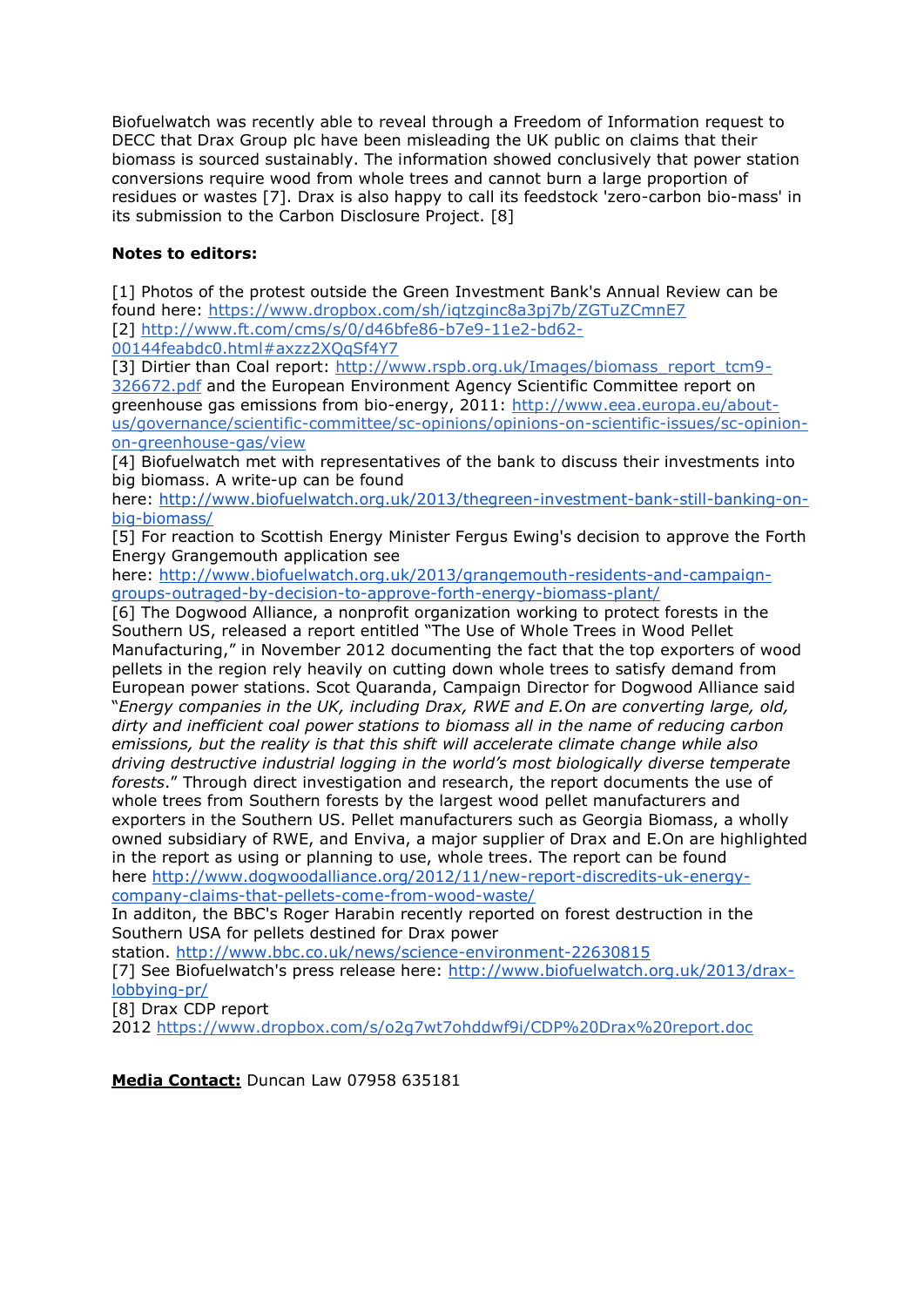Biofuelwatch was recently able to reveal through a Freedom of Information request to DECC that Drax Group plc have been misleading the UK public on claims that their biomass is sourced sustainably. The information showed conclusively that power station conversions require wood from whole trees and cannot burn a large proportion of residues or wastes [7]. Drax is also happy to call its feedstock 'zero-carbon bio-mass' in its submission to the Carbon Disclosure Project. [8]

**Notes to editors:**

[1] Photos of the protest outside the Green Investment Bank's Annual Review can be found here: https://www.dropbox.com/sh/iqtzginc8a3pj7b/ZGTuZCmnE7
[2] http://www.ft.com/cms/s/0/d46bfe86-b7e9-11e2-bd62-00144feabdc0.html#axzz2XQqSf4Y7
[3] Dirtier than Coal report: http://www.rspb.org.uk/Images/biomass_report_tcm9-326672.pdf and the European Environment Agency Scientific Committee report on greenhouse gas emissions from bio-energy, 2011: http://www.eea.europa.eu/about-us/governance/scientific-committee/sc-opinions/opinions-on-scientific-issues/sc-opinion-on-greenhouse-gas/view
[4] Biofuelwatch met with representatives of the bank to discuss their investments into big biomass. A write-up can be found here: http://www.biofuelwatch.org.uk/2013/thegreen-investment-bank-still-banking-on-big-biomass/
[5] For reaction to Scottish Energy Minister Fergus Ewing's decision to approve the Forth Energy Grangemouth application see here: http://www.biofuelwatch.org.uk/2013/grangemouth-residents-and-campaign-groups-outraged-by-decision-to-approve-forth-energy-biomass-plant/
[6] The Dogwood Alliance, a nonprofit organization working to protect forests in the Southern US, released a report entitled "The Use of Whole Trees in Wood Pellet Manufacturing," in November 2012 documenting the fact that the top exporters of wood pellets in the region rely heavily on cutting down whole trees to satisfy demand from European power stations. Scot Quaranda, Campaign Director for Dogwood Alliance said "*Energy companies in the UK, including Drax, RWE and E.On are converting large, old, dirty and inefficient coal power stations to biomass all in the name of reducing carbon emissions, but the reality is that this shift will accelerate climate change while also driving destructive industrial logging in the world's most biologically diverse temperate forests*." Through direct investigation and research, the report documents the use of whole trees from Southern forests by the largest wood pellet manufacturers and exporters in the Southern US. Pellet manufacturers such as Georgia Biomass, a wholly owned subsidiary of RWE, and Enviva, a major supplier of Drax and E.On are highlighted in the report as using or planning to use, whole trees. The report can be found here http://www.dogwoodalliance.org/2012/11/new-report-discredits-uk-energy-company-claims-that-pellets-come-from-wood-waste/
In additon, the BBC's Roger Harabin recently reported on forest destruction in the Southern USA for pellets destined for Drax power station. http://www.bbc.co.uk/news/science-environment-22630815
[7] See Biofuelwatch's press release here: http://www.biofuelwatch.org.uk/2013/drax-lobbying-pr/
[8] Drax CDP report 2012 https://www.dropbox.com/s/o2g7wt7ohddwf9i/CDP%20Drax%20report.doc

**Media Contact:** Duncan Law 07958 635181